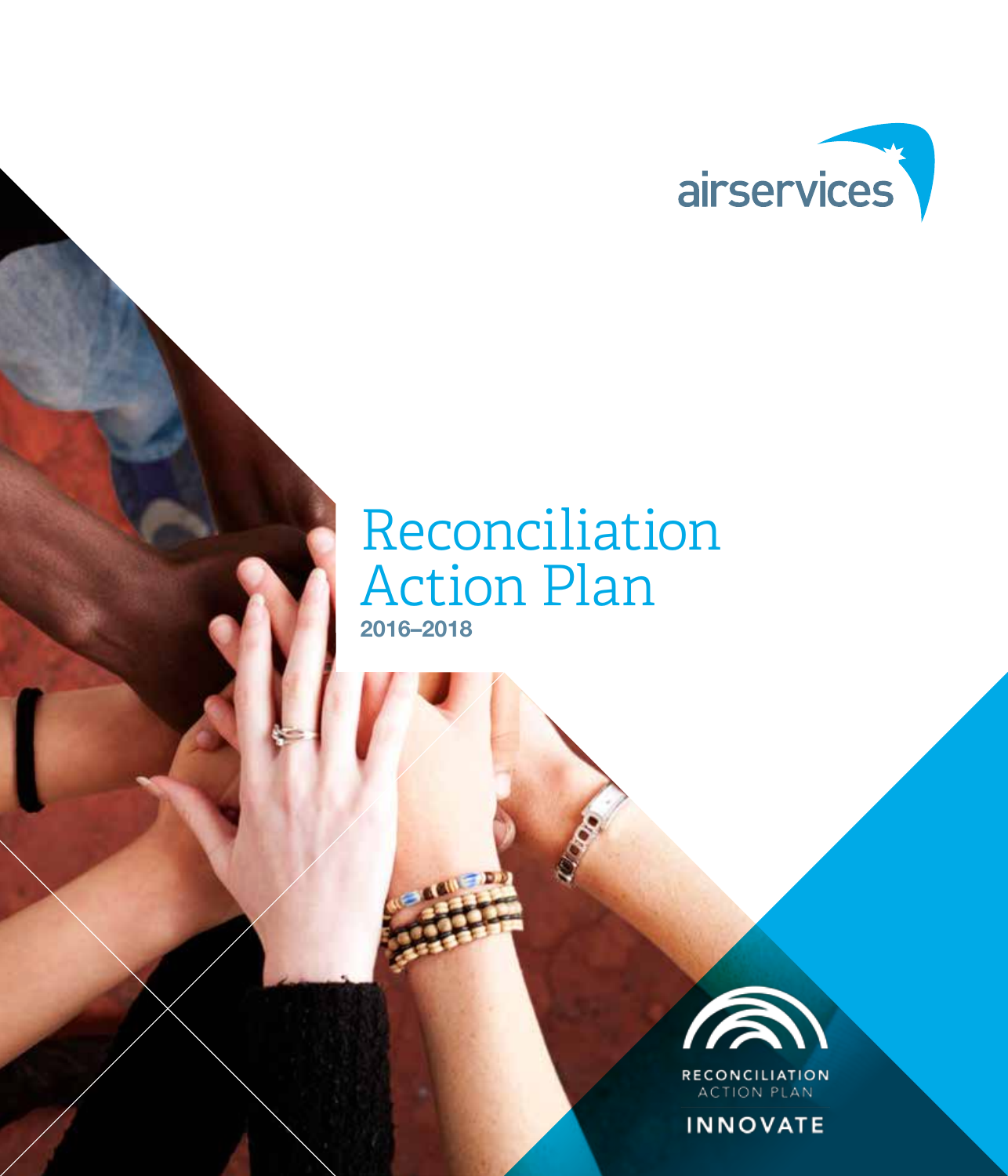airservices

# Reconciliation Action Plan

**2016–2018**

RECONCILIATION ACTION PLAN

INNOVATE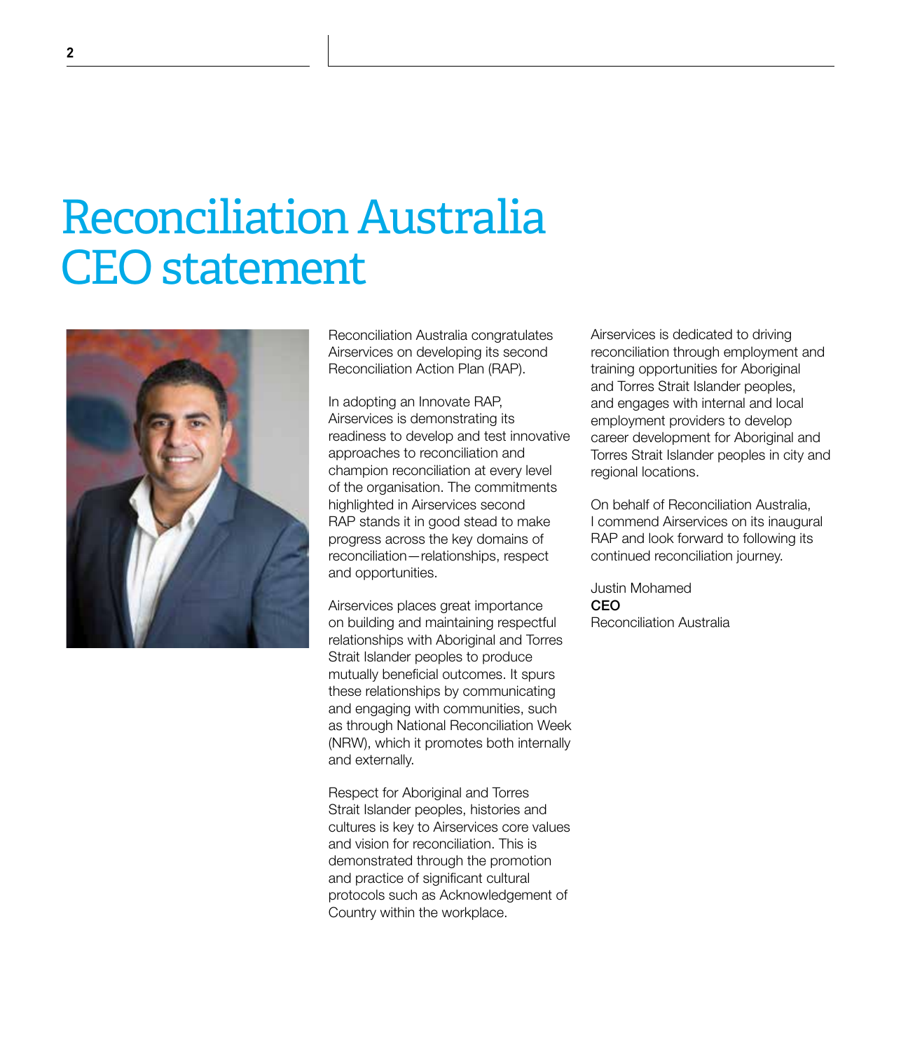# Reconciliation Australia CEO statement

Reconciliation Australia congratulates Airservices on developing its second Reconciliation Action Plan (RAP).

In adopting an Innovate RAP, Airservices is demonstrating its readiness to develop and test innovative approaches to reconciliation and champion reconciliation at every level of the organisation. The commitments highlighted in Airservices second RAP stands it in good stead to make progress across the key domains of reconciliation—relationships, respect and opportunities.

Airservices places great importance on building and maintaining respectful relationships with Aboriginal and Torres Strait Islander peoples to produce mutually beneficial outcomes. It spurs these relationships by communicating and engaging with communities, such as through National Reconciliation Week (NRW), which it promotes both internally and externally.

Respect for Aboriginal and Torres Strait Islander peoples, histories and cultures is key to Airservices core values and vision for reconciliation. This is demonstrated through the promotion and practice of significant cultural protocols such as Acknowledgement of Country within the workplace.

Airservices is dedicated to driving reconciliation through employment and training opportunities for Aboriginal and Torres Strait Islander peoples, and engages with internal and local employment providers to develop career development for Aboriginal and Torres Strait Islander peoples in city and regional locations.

On behalf of Reconciliation Australia, I commend Airservices on its inaugural RAP and look forward to following its continued reconciliation journey.

Justin Mohamed  
**CEO**  
Reconciliation Australia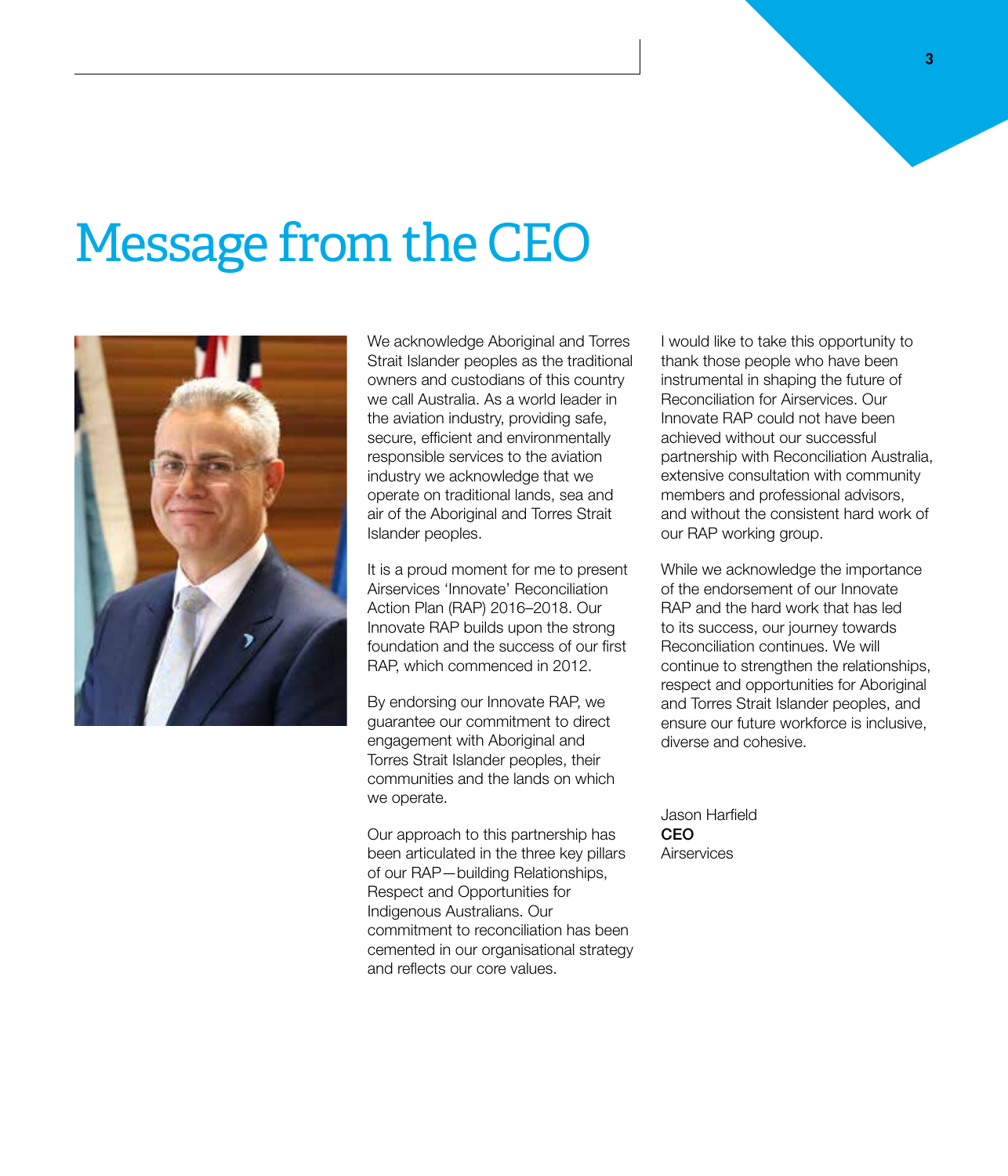# Message from the CEO

We acknowledge Aboriginal and Torres Strait Islander peoples as the traditional owners and custodians of this country we call Australia. As a world leader in the aviation industry, providing safe, secure, efficient and environmentally responsible services to the aviation industry we acknowledge that we operate on traditional lands, sea and air of the Aboriginal and Torres Strait Islander peoples.

It is a proud moment for me to present Airservices 'Innovate' Reconciliation Action Plan (RAP) 2016–2018. Our Innovate RAP builds upon the strong foundation and the success of our first RAP, which commenced in 2012.

By endorsing our Innovate RAP, we guarantee our commitment to direct engagement with Aboriginal and Torres Strait Islander peoples, their communities and the lands on which we operate.

Our approach to this partnership has been articulated in the three key pillars of our RAP—building Relationships, Respect and Opportunities for Indigenous Australians. Our commitment to reconciliation has been cemented in our organisational strategy and reflects our core values.

I would like to take this opportunity to thank those people who have been instrumental in shaping the future of Reconciliation for Airservices. Our Innovate RAP could not have been achieved without our successful partnership with Reconciliation Australia, extensive consultation with community members and professional advisors, and without the consistent hard work of our RAP working group.

While we acknowledge the importance of the endorsement of our Innovate RAP and the hard work that has led to its success, our journey towards Reconciliation continues. We will continue to strengthen the relationships, respect and opportunities for Aboriginal and Torres Strait Islander peoples, and ensure our future workforce is inclusive, diverse and cohesive.

Jason Harfield
**CEO**
Airservices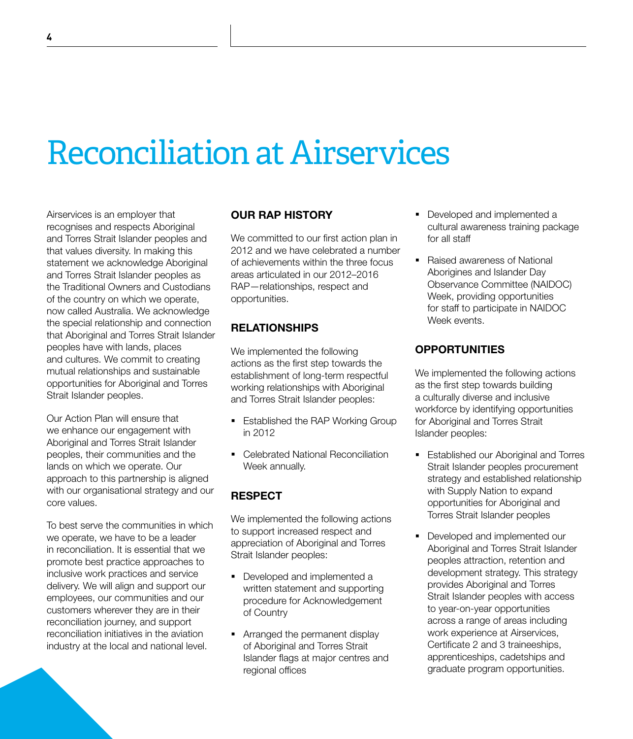# Reconciliation at Airservices

Airservices is an employer that recognises and respects Aboriginal and Torres Strait Islander peoples and that values diversity. In making this statement we acknowledge Aboriginal and Torres Strait Islander peoples as the Traditional Owners and Custodians of the country on which we operate, now called Australia. We acknowledge the special relationship and connection that Aboriginal and Torres Strait Islander peoples have with lands, places and cultures. We commit to creating mutual relationships and sustainable opportunities for Aboriginal and Torres Strait Islander peoples.

Our Action Plan will ensure that we enhance our engagement with Aboriginal and Torres Strait Islander peoples, their communities and the lands on which we operate. Our approach to this partnership is aligned with our organisational strategy and our core values.

To best serve the communities in which we operate, we have to be a leader in reconciliation. It is essential that we promote best practice approaches to inclusive work practices and service delivery. We will align and support our employees, our communities and our customers wherever they are in their reconciliation journey, and support reconciliation initiatives in the aviation industry at the local and national level.

## OUR RAP HISTORY

We committed to our first action plan in 2012 and we have celebrated a number of achievements within the three focus areas articulated in our 2012–2016 RAP—relationships, respect and opportunities.

## RELATIONSHIPS

We implemented the following actions as the first step towards the establishment of long-term respectful working relationships with Aboriginal and Torres Strait Islander peoples:

- Established the RAP Working Group in 2012
- Celebrated National Reconciliation Week annually.

## RESPECT

We implemented the following actions to support increased respect and appreciation of Aboriginal and Torres Strait Islander peoples:

- Developed and implemented a written statement and supporting procedure for Acknowledgement of Country
- Arranged the permanent display of Aboriginal and Torres Strait Islander flags at major centres and regional offices
- Developed and implemented a cultural awareness training package for all staff
- Raised awareness of National Aborigines and Islander Day Observance Committee (NAIDOC) Week, providing opportunities for staff to participate in NAIDOC Week events.

## OPPORTUNITIES

We implemented the following actions as the first step towards building a culturally diverse and inclusive workforce by identifying opportunities for Aboriginal and Torres Strait Islander peoples:

- Established our Aboriginal and Torres Strait Islander peoples procurement strategy and established relationship with Supply Nation to expand opportunities for Aboriginal and Torres Strait Islander peoples
- Developed and implemented our Aboriginal and Torres Strait Islander peoples attraction, retention and development strategy. This strategy provides Aboriginal and Torres Strait Islander peoples with access to year-on-year opportunities across a range of areas including work experience at Airservices, Certificate 2 and 3 traineeships, apprenticeships, cadetships and graduate program opportunities.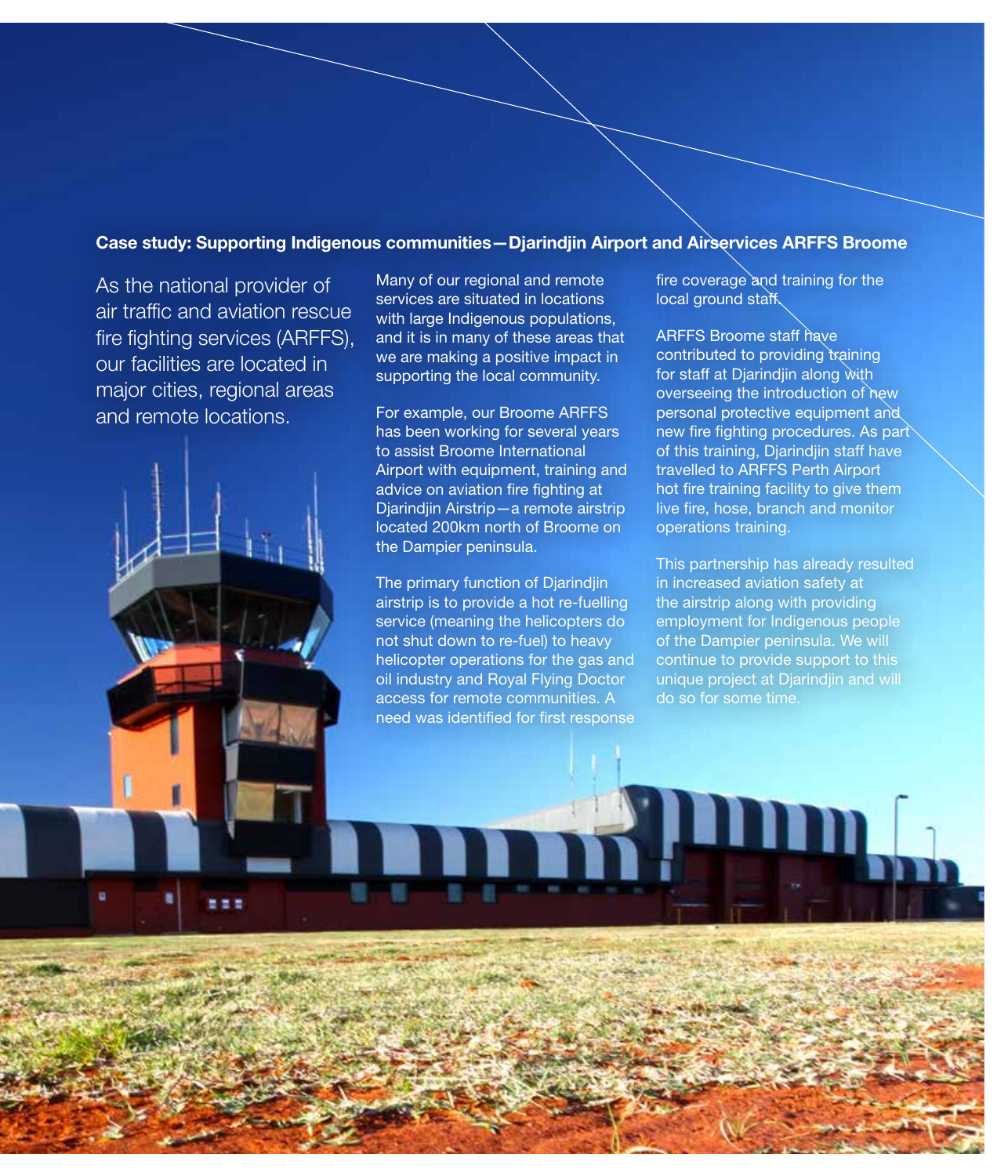**Case study: Supporting Indigenous communities—Djarindjin Airport and Airservices ARFFS Broome**

As the national provider of air traffic and aviation rescue fire fighting services (ARFFS), our facilities are located in major cities, regional areas and remote locations.

Many of our regional and remote services are situated in locations with large Indigenous populations, and it is in many of these areas that we are making a positive impact in supporting the local community.

For example, our Broome ARFFS has been working for several years to assist Broome International Airport with equipment, training and advice on aviation fire fighting at Djarindjin Airstrip—a remote airstrip located 200km north of Broome on the Dampier peninsula.

The primary function of Djarindjin airstrip is to provide a hot re-fuelling service (meaning the helicopters do not shut down to re-fuel) to heavy helicopter operations for the gas and oil industry and Royal Flying Doctor access for remote communities. A need was identified for first response fire coverage and training for the local ground staff.

ARFFS Broome staff have contributed to providing training for staff at Djarindjin along with overseeing the introduction of new personal protective equipment and new fire fighting procedures. As part of this training, Djarindjin staff have travelled to ARFFS Perth Airport hot fire training facility to give them live fire, hose, branch and monitor operations training.

This partnership has already resulted in increased aviation safety at the airstrip along with providing employment for Indigenous people of the Dampier peninsula. We will continue to provide support to this unique project at Djarindjin and will do so for some time.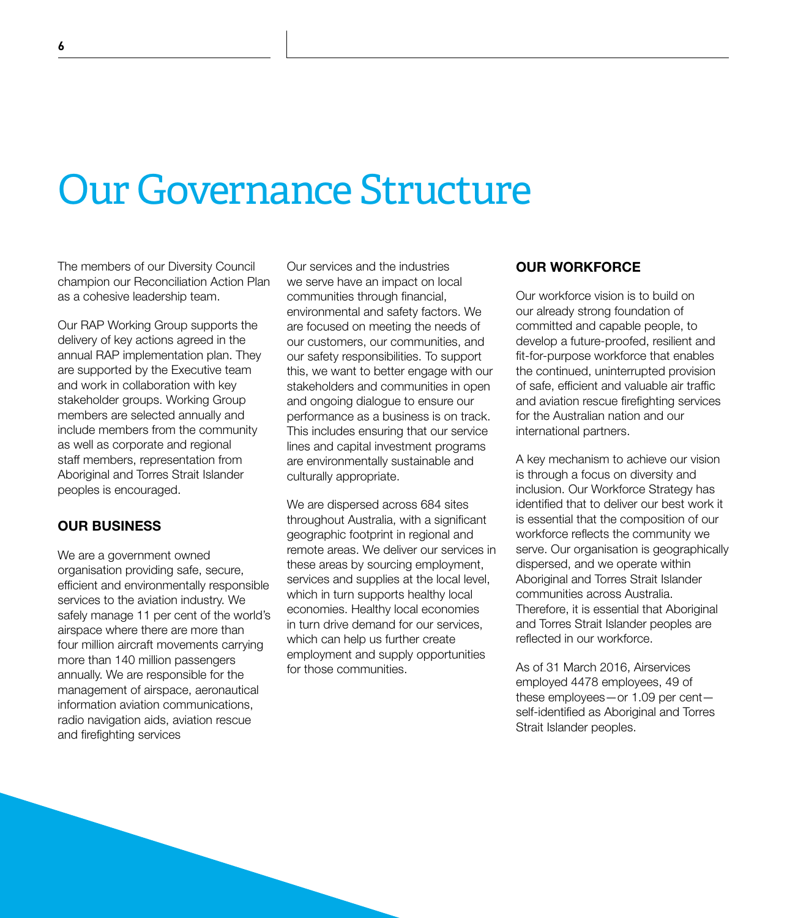# Our Governance Structure

The members of our Diversity Council champion our Reconciliation Action Plan as a cohesive leadership team.

Our RAP Working Group supports the delivery of key actions agreed in the annual RAP implementation plan. They are supported by the Executive team and work in collaboration with key stakeholder groups. Working Group members are selected annually and include members from the community as well as corporate and regional staff members, representation from Aboriginal and Torres Strait Islander peoples is encouraged.

## OUR BUSINESS

We are a government owned organisation providing safe, secure, efficient and environmentally responsible services to the aviation industry. We safely manage 11 per cent of the world's airspace where there are more than four million aircraft movements carrying more than 140 million passengers annually. We are responsible for the management of airspace, aeronautical information aviation communications, radio navigation aids, aviation rescue and firefighting services

Our services and the industries we serve have an impact on local communities through financial, environmental and safety factors. We are focused on meeting the needs of our customers, our communities, and our safety responsibilities. To support this, we want to better engage with our stakeholders and communities in open and ongoing dialogue to ensure our performance as a business is on track. This includes ensuring that our service lines and capital investment programs are environmentally sustainable and culturally appropriate.

We are dispersed across 684 sites throughout Australia, with a significant geographic footprint in regional and remote areas. We deliver our services in these areas by sourcing employment, services and supplies at the local level, which in turn supports healthy local economies. Healthy local economies in turn drive demand for our services, which can help us further create employment and supply opportunities for those communities.

## OUR WORKFORCE

Our workforce vision is to build on our already strong foundation of committed and capable people, to develop a future-proofed, resilient and fit-for-purpose workforce that enables the continued, uninterrupted provision of safe, efficient and valuable air traffic and aviation rescue firefighting services for the Australian nation and our international partners.

A key mechanism to achieve our vision is through a focus on diversity and inclusion. Our Workforce Strategy has identified that to deliver our best work it is essential that the composition of our workforce reflects the community we serve. Our organisation is geographically dispersed, and we operate within Aboriginal and Torres Strait Islander communities across Australia. Therefore, it is essential that Aboriginal and Torres Strait Islander peoples are reflected in our workforce.

As of 31 March 2016, Airservices employed 4478 employees, 49 of these employees—or 1.09 per cent—self-identified as Aboriginal and Torres Strait Islander peoples.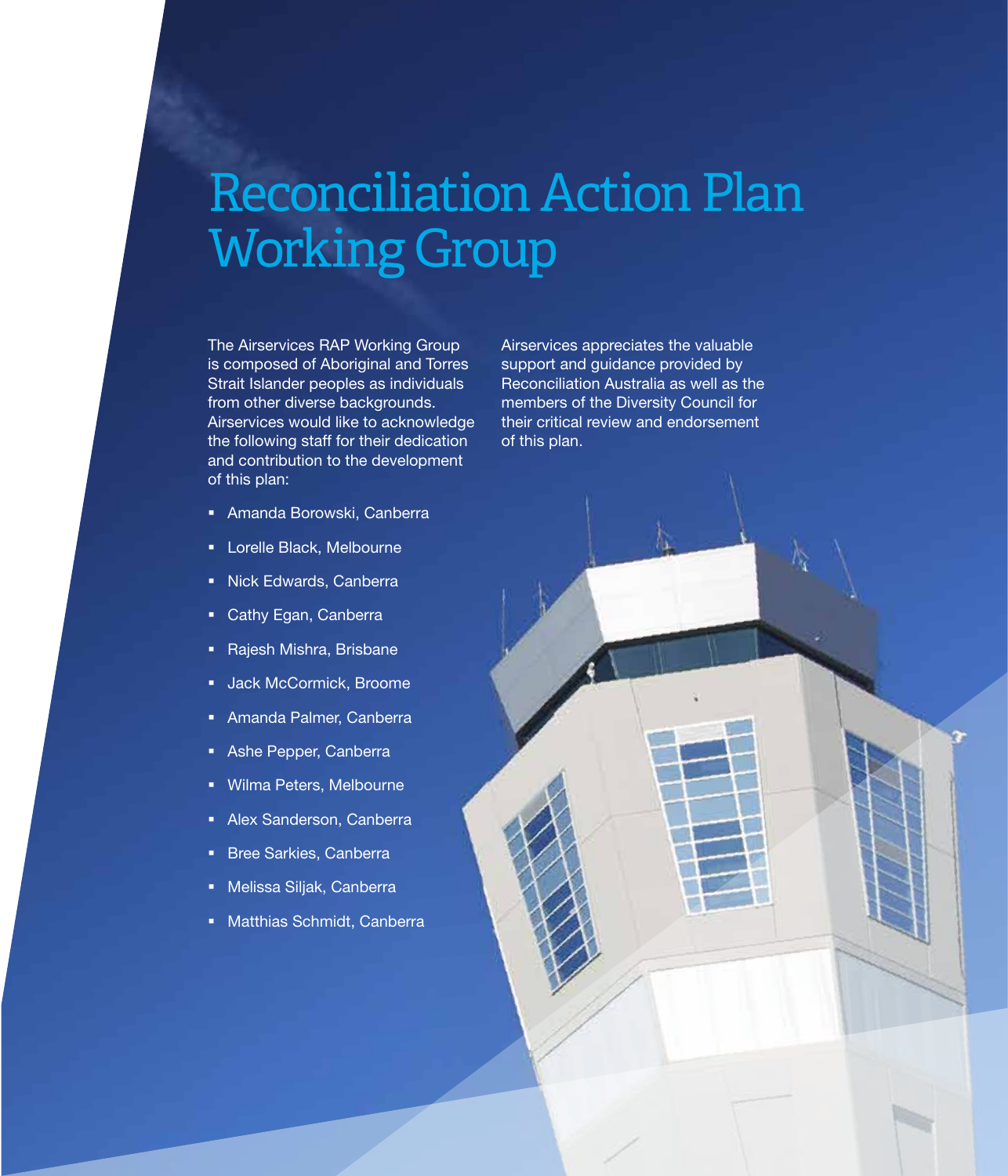# Reconciliation Action Plan Working Group

The Airservices RAP Working Group is composed of Aboriginal and Torres Strait Islander peoples as individuals from other diverse backgrounds. Airservices would like to acknowledge the following staff for their dedication and contribution to the development of this plan:

- Amanda Borowski, Canberra
- Lorelle Black, Melbourne
- Nick Edwards, Canberra
- Cathy Egan, Canberra
- Rajesh Mishra, Brisbane
- Jack McCormick, Broome
- Amanda Palmer, Canberra
- Ashe Pepper, Canberra
- Wilma Peters, Melbourne
- Alex Sanderson, Canberra
- Bree Sarkies, Canberra
- Melissa Siljak, Canberra
- Matthias Schmidt, Canberra

Airservices appreciates the valuable support and guidance provided by Reconciliation Australia as well as the members of the Diversity Council for their critical review and endorsement of this plan.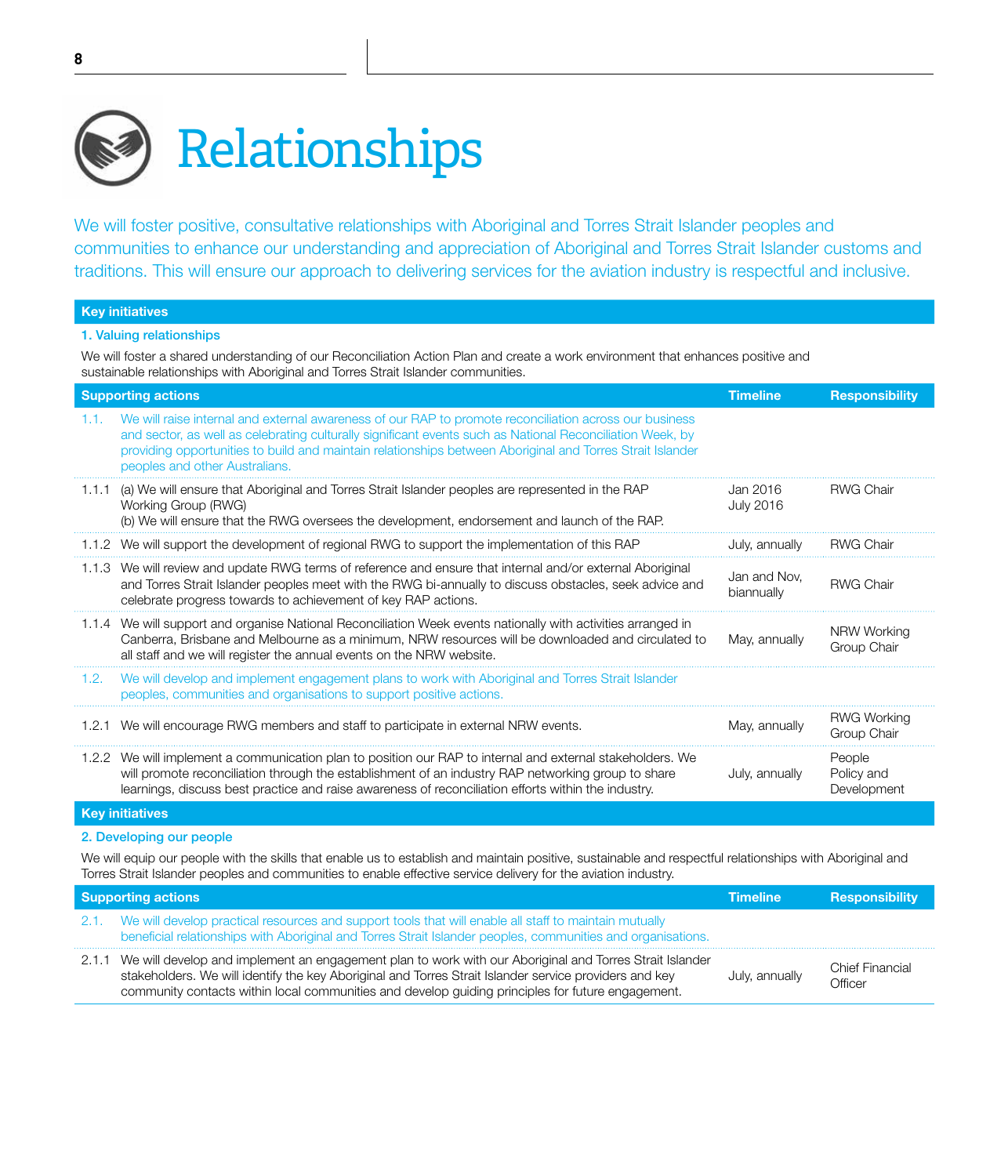# Relationships

We will foster positive, consultative relationships with Aboriginal and Torres Strait Islander peoples and communities to enhance our understanding and appreciation of Aboriginal and Torres Strait Islander customs and traditions. This will ensure our approach to delivering services for the aviation industry is respectful and inclusive.

## Key initiatives

### 1. Valuing relationships

We will foster a shared understanding of our Reconciliation Action Plan and create a work environment that enhances positive and sustainable relationships with Aboriginal and Torres Strait Islander communities.

| Supporting actions | | Timeline | Responsibility |
|---|---|---|---|
| 1.1. | We will raise internal and external awareness of our RAP to promote reconciliation across our business and sector, as well as celebrating culturally significant events such as National Reconciliation Week, by providing opportunities to build and maintain relationships between Aboriginal and Torres Strait Islander peoples and other Australians. | | |
| 1.1.1 | (a) We will ensure that Aboriginal and Torres Strait Islander peoples are represented in the RAP Working Group (RWG)<br>(b) We will ensure that the RWG oversees the development, endorsement and launch of the RAP. | Jan 2016<br>July 2016 | RWG Chair |
| 1.1.2 | We will support the development of regional RWG to support the implementation of this RAP | July, annually | RWG Chair |
| 1.1.3 | We will review and update RWG terms of reference and ensure that internal and/or external Aboriginal and Torres Strait Islander peoples meet with the RWG bi-annually to discuss obstacles, seek advice and celebrate progress towards to achievement of key RAP actions. | Jan and Nov, biannually | RWG Chair |
| 1.1.4 | We will support and organise National Reconciliation Week events nationally with activities arranged in Canberra, Brisbane and Melbourne as a minimum, NRW resources will be downloaded and circulated to all staff and we will register the annual events on the NRW website. | May, annually | NRW Working Group Chair |
| 1.2. | We will develop and implement engagement plans to work with Aboriginal and Torres Strait Islander peoples, communities and organisations to support positive actions. | | |
| 1.2.1 | We will encourage RWG members and staff to participate in external NRW events. | May, annually | RWG Working Group Chair |
| 1.2.2 | We will implement a communication plan to position our RAP to internal and external stakeholders. We will promote reconciliation through the establishment of an industry RAP networking group to share learnings, discuss best practice and raise awareness of reconciliation efforts within the industry. | July, annually | People Policy and Development |

## Key initiatives

### 2. Developing our people

We will equip our people with the skills that enable us to establish and maintain positive, sustainable and respectful relationships with Aboriginal and Torres Strait Islander peoples and communities to enable effective service delivery for the aviation industry.

| Supporting actions | | Timeline | Responsibility |
|---|---|---|---|
| 2.1. | We will develop practical resources and support tools that will enable all staff to maintain mutually beneficial relationships with Aboriginal and Torres Strait Islander peoples, communities and organisations. | | |
| 2.1.1 | We will develop and implement an engagement plan to work with our Aboriginal and Torres Strait Islander stakeholders. We will identify the key Aboriginal and Torres Strait Islander service providers and key community contacts within local communities and develop guiding principles for future engagement. | July, annually | Chief Financial Officer |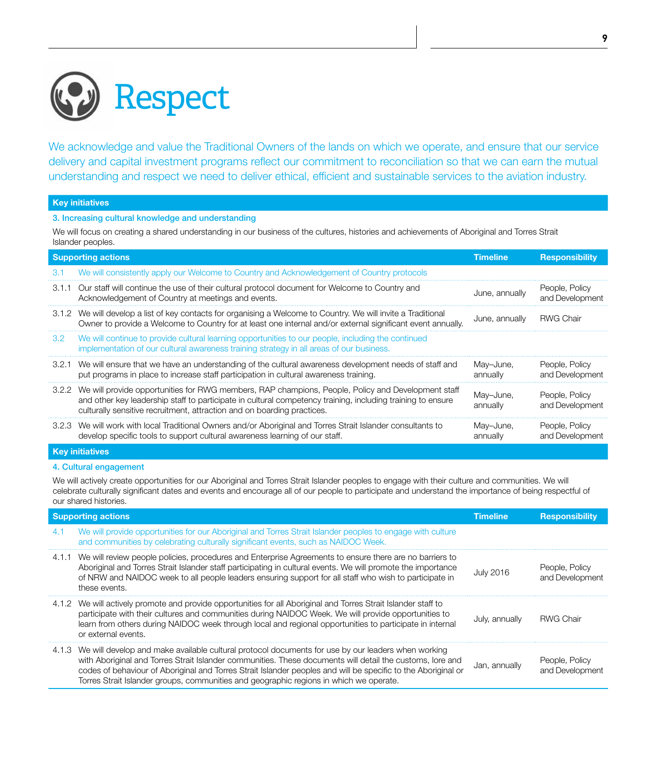# Respect

We acknowledge and value the Traditional Owners of the lands on which we operate, and ensure that our service delivery and capital investment programs reflect our commitment to reconciliation so that we can earn the mutual understanding and respect we need to deliver ethical, efficient and sustainable services to the aviation industry.

**Key initiatives**

### 3. Increasing cultural knowledge and understanding

We will focus on creating a shared understanding in our business of the cultures, histories and achievements of Aboriginal and Torres Strait Islander peoples.

| | Supporting actions | Timeline | Responsibility |
|---|---|---|---|
| 3.1 | We will consistently apply our Welcome to Country and Acknowledgement of Country protocols | | |
| 3.1.1 | Our staff will continue the use of their cultural protocol document for Welcome to Country and Acknowledgement of Country at meetings and events. | June, annually | People, Policy and Development |
| 3.1.2 | We will develop a list of key contacts for organising a Welcome to Country. We will invite a Traditional Owner to provide a Welcome to Country for at least one internal and/or external significant event annually. | June, annually | RWG Chair |
| 3.2 | We will continue to provide cultural learning opportunities to our people, including the continued implementation of our cultural awareness training strategy in all areas of our business. | | |
| 3.2.1 | We will ensure that we have an understanding of the cultural awareness development needs of staff and put programs in place to increase staff participation in cultural awareness training. | May–June, annually | People, Policy and Development |
| 3.2.2 | We will provide opportunities for RWG members, RAP champions, People, Policy and Development staff and other key leadership staff to participate in cultural competency training, including training to ensure culturally sensitive recruitment, attraction and on boarding practices. | May–June, annually | People, Policy and Development |
| 3.2.3 | We will work with local Traditional Owners and/or Aboriginal and Torres Strait Islander consultants to develop specific tools to support cultural awareness learning of our staff. | May–June, annually | People, Policy and Development |

**Key initiatives**

### 4. Cultural engagement

We will actively create opportunities for our Aboriginal and Torres Strait Islander peoples to engage with their culture and communities. We will celebrate culturally significant dates and events and encourage all of our people to participate and understand the importance of being respectful of our shared histories.

| | Supporting actions | Timeline | Responsibility |
|---|---|---|---|
| 4.1 | We will provide opportunities for our Aboriginal and Torres Strait Islander peoples to engage with culture and communities by celebrating culturally significant events, such as NAIDOC Week. | | |
| 4.1.1 | We will review people policies, procedures and Enterprise Agreements to ensure there are no barriers to Aboriginal and Torres Strait Islander staff participating in cultural events. We will promote the importance of NRW and NAIDOC week to all people leaders ensuring support for all staff who wish to participate in these events. | July 2016 | People, Policy and Development |
| 4.1.2 | We will actively promote and provide opportunities for all Aboriginal and Torres Strait Islander staff to participate with their cultures and communities during NAIDOC Week. We will provide opportunities to learn from others during NAIDOC week through local and regional opportunities to participate in internal or external events. | July, annually | RWG Chair |
| 4.1.3 | We will develop and make available cultural protocol documents for use by our leaders when working with Aboriginal and Torres Strait Islander communities. These documents will detail the customs, lore and codes of behaviour of Aboriginal and Torres Strait Islander peoples and will be specific to the Aboriginal or Torres Strait Islander groups, communities and geographic regions in which we operate. | Jan, annually | People, Policy and Development |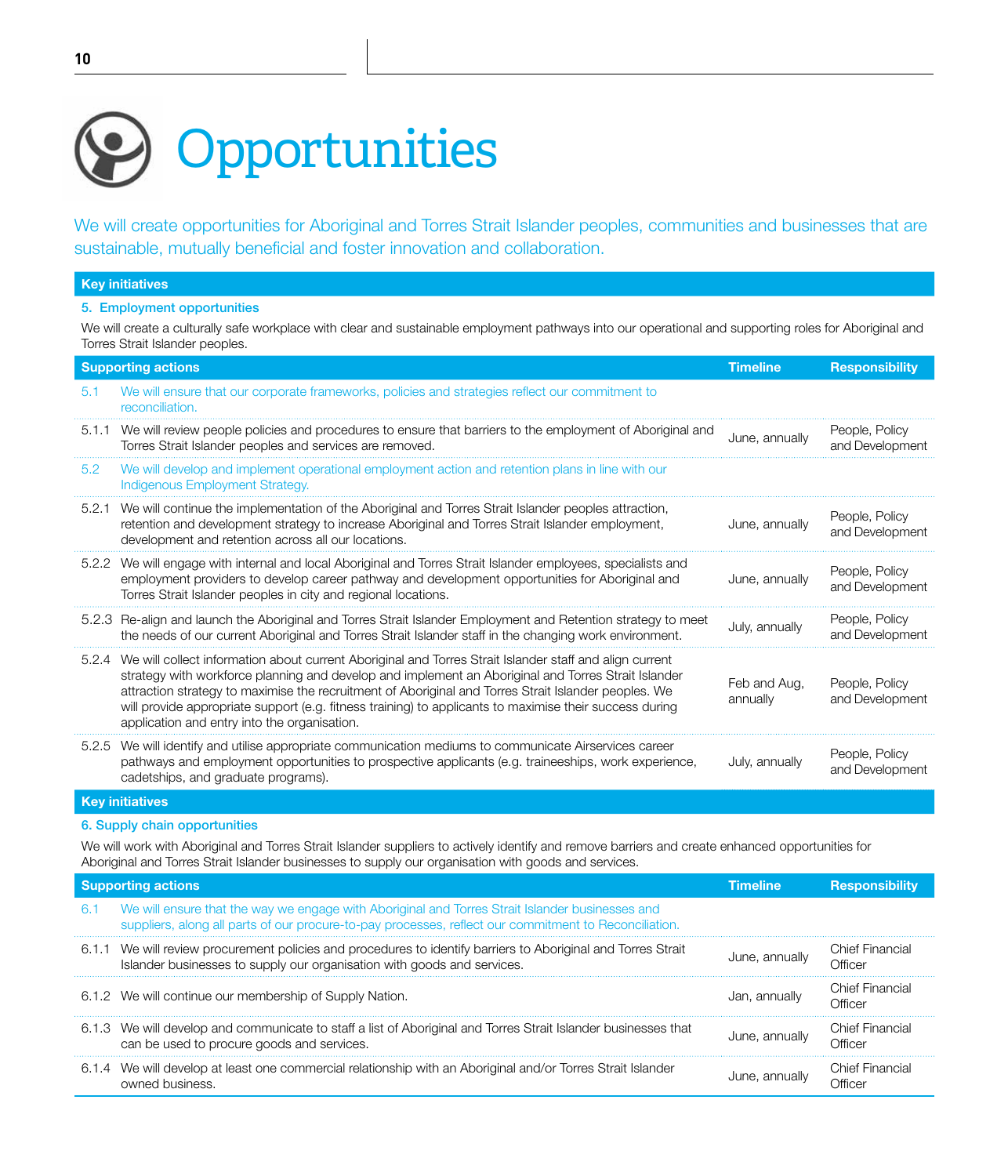# Opportunities

We will create opportunities for Aboriginal and Torres Strait Islander peoples, communities and businesses that are sustainable, mutually beneficial and foster innovation and collaboration.

**Key initiatives**

**5. Employment opportunities**

We will create a culturally safe workplace with clear and sustainable employment pathways into our operational and supporting roles for Aboriginal and Torres Strait Islander peoples.

| | Supporting actions | Timeline | Responsibility |
|---|---|---|---|
| 5.1 | We will ensure that our corporate frameworks, policies and strategies reflect our commitment to reconciliation. | | |
| 5.1.1 | We will review people policies and procedures to ensure that barriers to the employment of Aboriginal and Torres Strait Islander peoples and services are removed. | June, annually | People, Policy and Development |
| 5.2 | We will develop and implement operational employment action and retention plans in line with our Indigenous Employment Strategy. | | |
| 5.2.1 | We will continue the implementation of the Aboriginal and Torres Strait Islander peoples attraction, retention and development strategy to increase Aboriginal and Torres Strait Islander employment, development and retention across all our locations. | June, annually | People, Policy and Development |
| 5.2.2 | We will engage with internal and local Aboriginal and Torres Strait Islander employees, specialists and employment providers to develop career pathway and development opportunities for Aboriginal and Torres Strait Islander peoples in city and regional locations. | June, annually | People, Policy and Development |
| 5.2.3 | Re-align and launch the Aboriginal and Torres Strait Islander Employment and Retention strategy to meet the needs of our current Aboriginal and Torres Strait Islander staff in the changing work environment. | July, annually | People, Policy and Development |
| 5.2.4 | We will collect information about current Aboriginal and Torres Strait Islander staff and align current strategy with workforce planning and develop and implement an Aboriginal and Torres Strait Islander attraction strategy to maximise the recruitment of Aboriginal and Torres Strait Islander peoples. We will provide appropriate support (e.g. fitness training) to applicants to maximise their success during application and entry into the organisation. | Feb and Aug, annually | People, Policy and Development |
| 5.2.5 | We will identify and utilise appropriate communication mediums to communicate Airservices career pathways and employment opportunities to prospective applicants (e.g. traineeships, work experience, cadetships, and graduate programs). | July, annually | People, Policy and Development |

**Key initiatives**

**6. Supply chain opportunities**

We will work with Aboriginal and Torres Strait Islander suppliers to actively identify and remove barriers and create enhanced opportunities for Aboriginal and Torres Strait Islander businesses to supply our organisation with goods and services.

| | Supporting actions | Timeline | Responsibility |
|---|---|---|---|
| 6.1 | We will ensure that the way we engage with Aboriginal and Torres Strait Islander businesses and suppliers, along all parts of our procure-to-pay processes, reflect our commitment to Reconciliation. | | |
| 6.1.1 | We will review procurement policies and procedures to identify barriers to Aboriginal and Torres Strait Islander businesses to supply our organisation with goods and services. | June, annually | Chief Financial Officer |
| 6.1.2 | We will continue our membership of Supply Nation. | Jan, annually | Chief Financial Officer |
| 6.1.3 | We will develop and communicate to staff a list of Aboriginal and Torres Strait Islander businesses that can be used to procure goods and services. | June, annually | Chief Financial Officer |
| 6.1.4 | We will develop at least one commercial relationship with an Aboriginal and/or Torres Strait Islander owned business. | June, annually | Chief Financial Officer |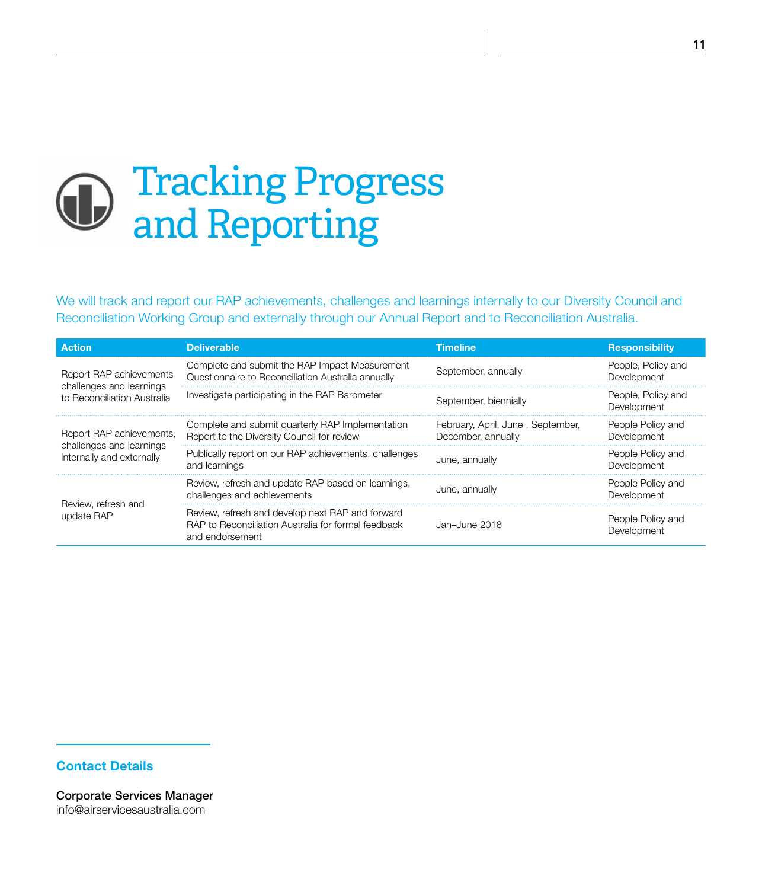# Tracking Progress and Reporting

We will track and report our RAP achievements, challenges and learnings internally to our Diversity Council and Reconciliation Working Group and externally through our Annual Report and to Reconciliation Australia.

| Action | Deliverable | Timeline | Responsibility |
|---|---|---|---|
| Report RAP achievements challenges and learnings to Reconciliation Australia | Complete and submit the RAP Impact Measurement Questionnaire to Reconciliation Australia annually | September, annually | People, Policy and Development |
| | Investigate participating in the RAP Barometer | September, biennially | People, Policy and Development |
| Report RAP achievements, challenges and learnings internally and externally | Complete and submit quarterly RAP Implementation Report to the Diversity Council for review | February, April, June , September, December, annually | People Policy and Development |
| | Publically report on our RAP achievements, challenges and learnings | June, annually | People Policy and Development |
| Review, refresh and update RAP | Review, refresh and update RAP based on learnings, challenges and achievements | June, annually | People Policy and Development |
| | Review, refresh and develop next RAP and forward RAP to Reconciliation Australia for formal feedback and endorsement | Jan–June 2018 | People Policy and Development |

## Contact Details

**Corporate Services Manager**
info@airservicesaustralia.com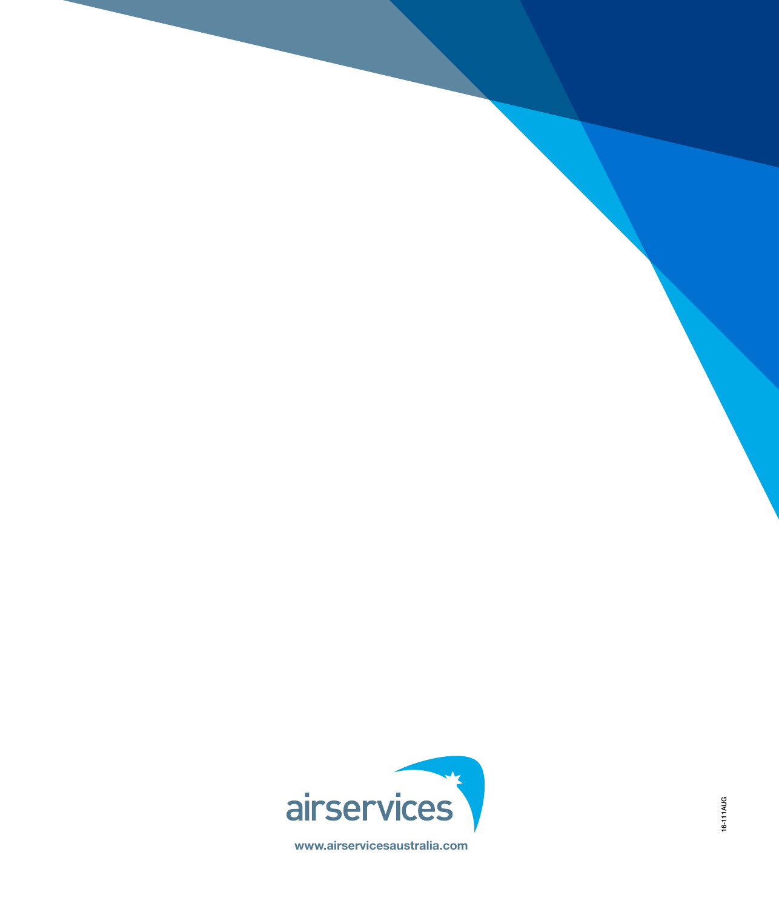airservices

www.airservicesaustralia.com

16-111AUG